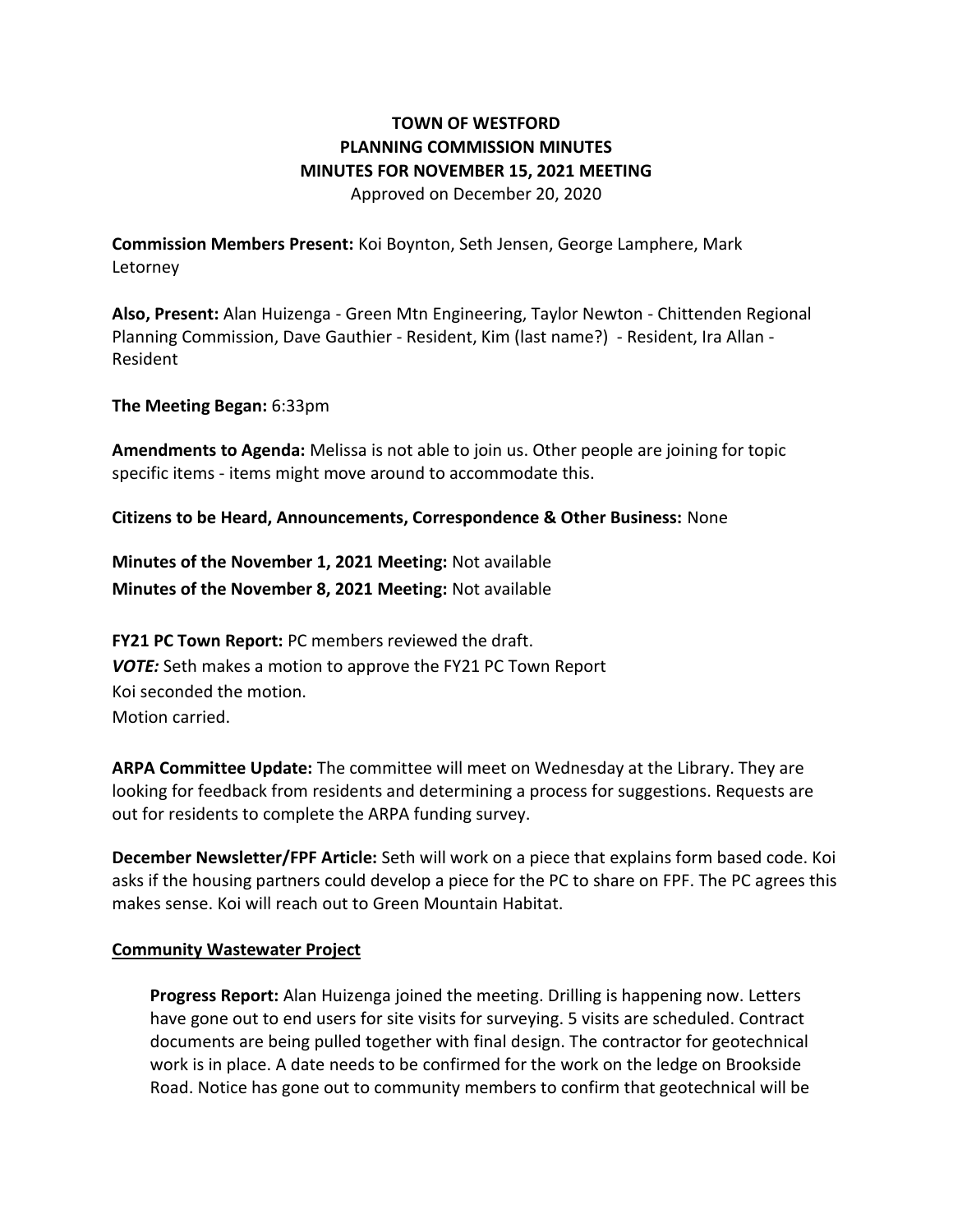# TOWN OF WESTFORD
# PLANNING COMMISSION MINUTES
# MINUTES FOR NOVEMBER 15, 2021 MEETING

Approved on December 20, 2020

**Commission Members Present:** Koi Boynton, Seth Jensen, George Lamphere, Mark Letorney

**Also, Present:** Alan Huizenga - Green Mtn Engineering, Taylor Newton - Chittenden Regional Planning Commission, Dave Gauthier - Resident, Kim (last name?) - Resident, Ira Allan - Resident

**The Meeting Began:** 6:33pm

**Amendments to Agenda:** Melissa is not able to join us. Other people are joining for topic specific items - items might move around to accommodate this.

**Citizens to be Heard, Announcements, Correspondence & Other Business:** None

**Minutes of the November 1, 2021 Meeting:** Not available
**Minutes of the November 8, 2021 Meeting:** Not available

**FY21 PC Town Report:** PC members reviewed the draft.
***VOTE:*** Seth makes a motion to approve the FY21 PC Town Report
Koi seconded the motion.
Motion carried.

**ARPA Committee Update:** The committee will meet on Wednesday at the Library. They are looking for feedback from residents and determining a process for suggestions. Requests are out for residents to complete the ARPA funding survey.

**December Newsletter/FPF Article:** Seth will work on a piece that explains form based code. Koi asks if the housing partners could develop a piece for the PC to share on FPF. The PC agrees this makes sense. Koi will reach out to Green Mountain Habitat.

## Community Wastewater Project

**Progress Report:** Alan Huizenga joined the meeting. Drilling is happening now. Letters have gone out to end users for site visits for surveying. 5 visits are scheduled. Contract documents are being pulled together with final design. The contractor for geotechnical work is in place. A date needs to be confirmed for the work on the ledge on Brookside Road. Notice has gone out to community members to confirm that geotechnical will be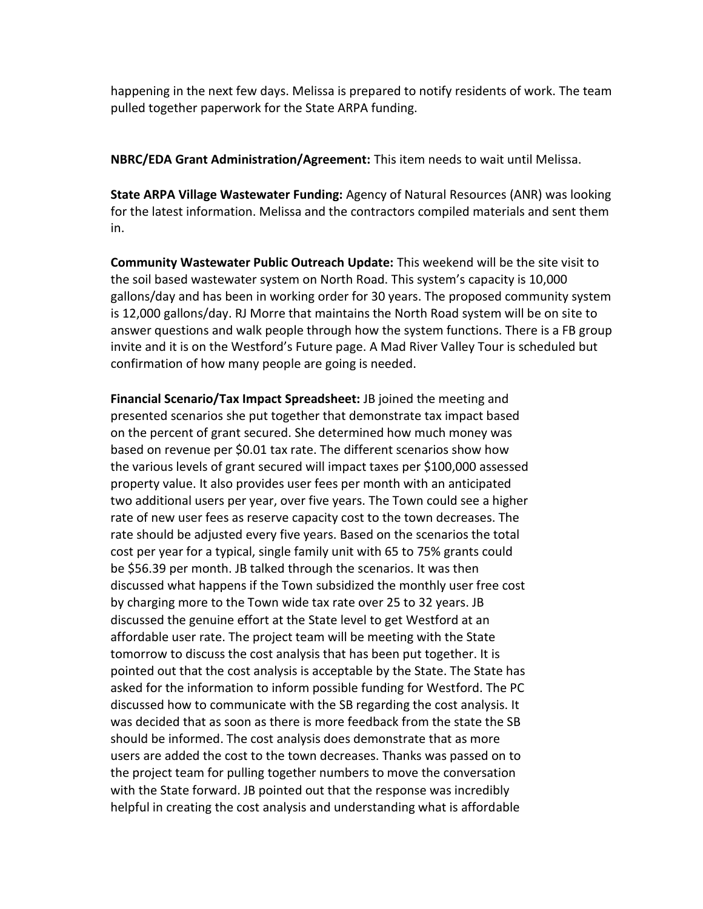happening in the next few days. Melissa is prepared to notify residents of work. The team pulled together paperwork for the State ARPA funding.

**NBRC/EDA Grant Administration/Agreement:** This item needs to wait until Melissa.

**State ARPA Village Wastewater Funding:** Agency of Natural Resources (ANR) was looking for the latest information. Melissa and the contractors compiled materials and sent them in.

**Community Wastewater Public Outreach Update:** This weekend will be the site visit to the soil based wastewater system on North Road. This system's capacity is 10,000 gallons/day and has been in working order for 30 years. The proposed community system is 12,000 gallons/day. RJ Morre that maintains the North Road system will be on site to answer questions and walk people through how the system functions. There is a FB group invite and it is on the Westford's Future page. A Mad River Valley Tour is scheduled but confirmation of how many people are going is needed.

**Financial Scenario/Tax Impact Spreadsheet:** JB joined the meeting and presented scenarios she put together that demonstrate tax impact based on the percent of grant secured. She determined how much money was based on revenue per $0.01 tax rate. The different scenarios show how the various levels of grant secured will impact taxes per $100,000 assessed property value. It also provides user fees per month with an anticipated two additional users per year, over five years. The Town could see a higher rate of new user fees as reserve capacity cost to the town decreases. The rate should be adjusted every five years. Based on the scenarios the total cost per year for a typical, single family unit with 65 to 75% grants could be $56.39 per month. JB talked through the scenarios. It was then discussed what happens if the Town subsidized the monthly user free cost by charging more to the Town wide tax rate over 25 to 32 years. JB discussed the genuine effort at the State level to get Westford at an affordable user rate. The project team will be meeting with the State tomorrow to discuss the cost analysis that has been put together. It is pointed out that the cost analysis is acceptable by the State. The State has asked for the information to inform possible funding for Westford. The PC discussed how to communicate with the SB regarding the cost analysis. It was decided that as soon as there is more feedback from the state the SB should be informed. The cost analysis does demonstrate that as more users are added the cost to the town decreases. Thanks was passed on to the project team for pulling together numbers to move the conversation with the State forward. JB pointed out that the response was incredibly helpful in creating the cost analysis and understanding what is affordable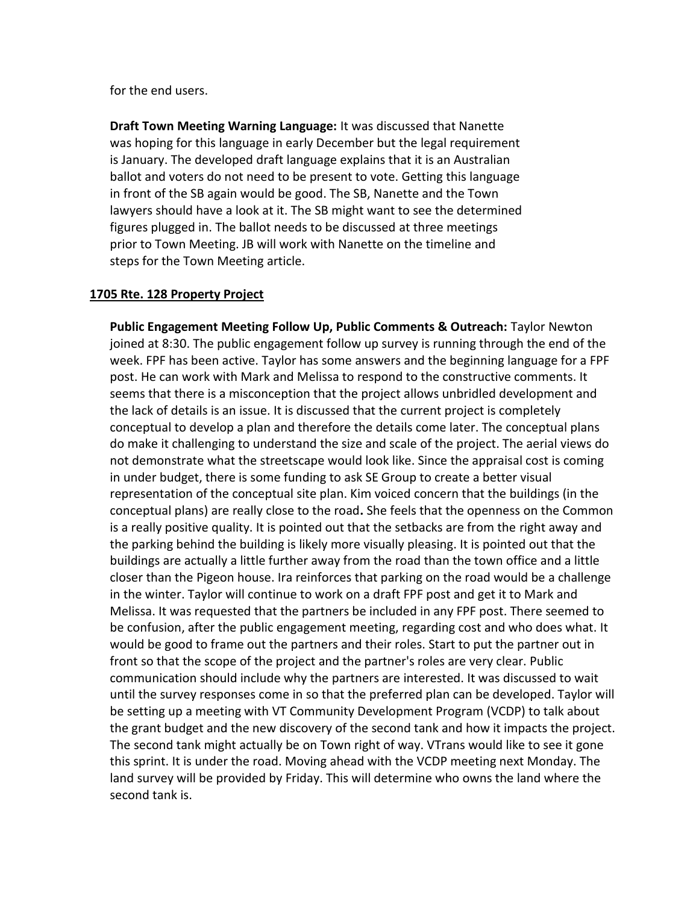for the end users.

**Draft Town Meeting Warning Language:** It was discussed that Nanette was hoping for this language in early December but the legal requirement is January. The developed draft language explains that it is an Australian ballot and voters do not need to be present to vote. Getting this language in front of the SB again would be good. The SB, Nanette and the Town lawyers should have a look at it. The SB might want to see the determined figures plugged in. The ballot needs to be discussed at three meetings prior to Town Meeting. JB will work with Nanette on the timeline and steps for the Town Meeting article.

**1705 Rte. 128 Property Project**

**Public Engagement Meeting Follow Up, Public Comments & Outreach:** Taylor Newton joined at 8:30. The public engagement follow up survey is running through the end of the week. FPF has been active. Taylor has some answers and the beginning language for a FPF post. He can work with Mark and Melissa to respond to the constructive comments. It seems that there is a misconception that the project allows unbridled development and the lack of details is an issue. It is discussed that the current project is completely conceptual to develop a plan and therefore the details come later. The conceptual plans do make it challenging to understand the size and scale of the project. The aerial views do not demonstrate what the streetscape would look like. Since the appraisal cost is coming in under budget, there is some funding to ask SE Group to create a better visual representation of the conceptual site plan. Kim voiced concern that the buildings (in the conceptual plans) are really close to the road. She feels that the openness on the Common is a really positive quality. It is pointed out that the setbacks are from the right away and the parking behind the building is likely more visually pleasing. It is pointed out that the buildings are actually a little further away from the road than the town office and a little closer than the Pigeon house. Ira reinforces that parking on the road would be a challenge in the winter. Taylor will continue to work on a draft FPF post and get it to Mark and Melissa. It was requested that the partners be included in any FPF post. There seemed to be confusion, after the public engagement meeting, regarding cost and who does what. It would be good to frame out the partners and their roles. Start to put the partner out in front so that the scope of the project and the partner's roles are very clear. Public communication should include why the partners are interested. It was discussed to wait until the survey responses come in so that the preferred plan can be developed. Taylor will be setting up a meeting with VT Community Development Program (VCDP) to talk about the grant budget and the new discovery of the second tank and how it impacts the project. The second tank might actually be on Town right of way. VTrans would like to see it gone this sprint. It is under the road. Moving ahead with the VCDP meeting next Monday. The land survey will be provided by Friday. This will determine who owns the land where the second tank is.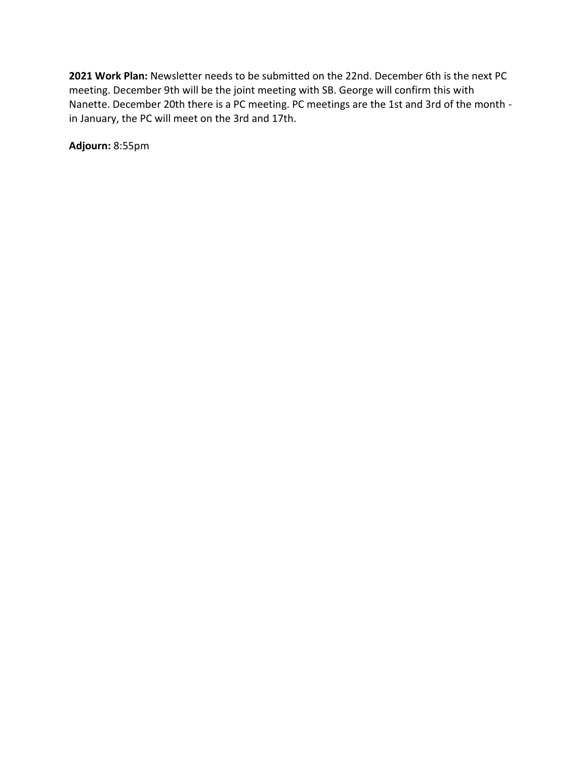**2021 Work Plan:** Newsletter needs to be submitted on the 22nd. December 6th is the next PC meeting. December 9th will be the joint meeting with SB. George will confirm this with Nanette. December 20th there is a PC meeting. PC meetings are the 1st and 3rd of the month - in January, the PC will meet on the 3rd and 17th.

**Adjourn:** 8:55pm